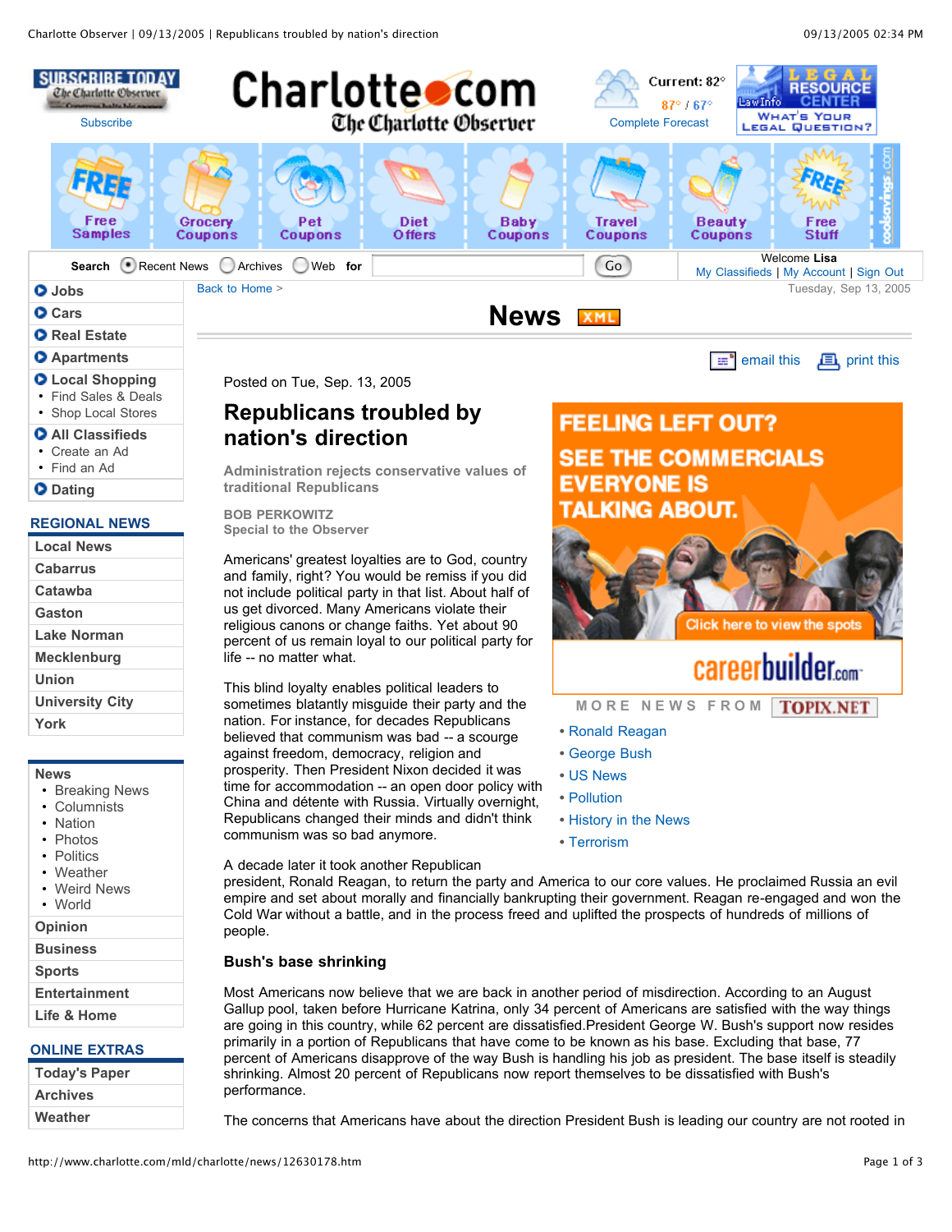Posted on Tue, Sep. 13, 2005

# Republicans troubled by nation's direction

**Administration rejects conservative values of traditional Republicans**

**BOB PERKOWITZ**
**Special to the Observer**

Americans' greatest loyalties are to God, country and family, right? You would be remiss if you did not include political party in that list. About half of us get divorced. Many Americans violate their religious canons or change faiths. Yet about 90 percent of us remain loyal to our political party for life -- no matter what.

This blind loyalty enables political leaders to sometimes blatantly misguide their party and the nation. For instance, for decades Republicans believed that communism was bad -- a scourge against freedom, democracy, religion and prosperity. Then President Nixon decided it was time for accommodation -- an open door policy with China and détente with Russia. Virtually overnight, Republicans changed their minds and didn't think communism was so bad anymore.

A decade later it took another Republican president, Ronald Reagan, to return the party and America to our core values. He proclaimed Russia an evil empire and set about morally and financially bankrupting their government. Reagan re-engaged and won the Cold War without a battle, and in the process freed and uplifted the prospects of hundreds of millions of people.

### Bush's base shrinking

Most Americans now believe that we are back in another period of misdirection. According to an August Gallup pool, taken before Hurricane Katrina, only 34 percent of Americans are satisfied with the way things are going in this country, while 62 percent are dissatisfied.President George W. Bush's support now resides primarily in a portion of Republicans that have come to be known as his base. Excluding that base, 77 percent of Americans disapprove of the way Bush is handling his job as president. The base itself is steadily shrinking. Almost 20 percent of Republicans now report themselves to be dissatisfied with Bush's performance.

The concerns that Americans have about the direction President Bush is leading our country are not rooted in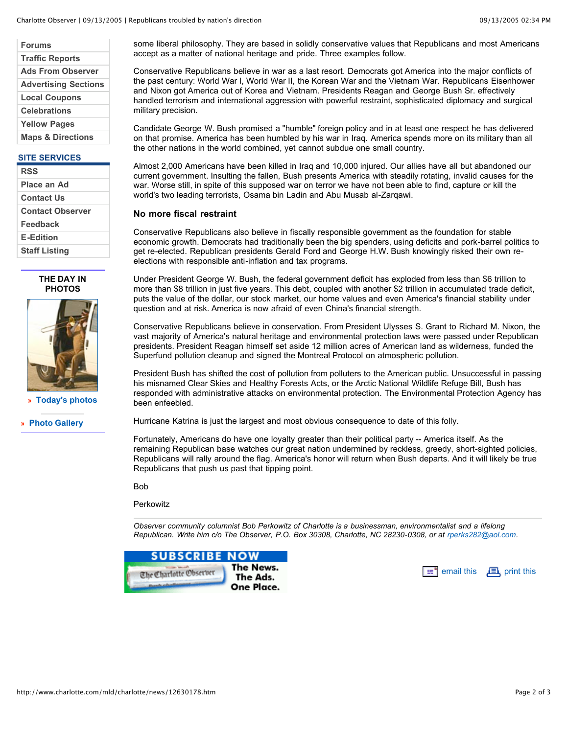some liberal philosophy. They are based in solidly conservative values that Republicans and most Americans accept as a matter of national heritage and pride. Three examples follow.

Conservative Republicans believe in war as a last resort. Democrats got America into the major conflicts of the past century: World War I, World War II, the Korean War and the Vietnam War. Republicans Eisenhower and Nixon got America out of Korea and Vietnam. Presidents Reagan and George Bush Sr. effectively handled terrorism and international aggression with powerful restraint, sophisticated diplomacy and surgical military precision.

Candidate George W. Bush promised a "humble" foreign policy and in at least one respect he has delivered on that promise. America has been humbled by his war in Iraq. America spends more on its military than all the other nations in the world combined, yet cannot subdue one small country.

Almost 2,000 Americans have been killed in Iraq and 10,000 injured. Our allies have all but abandoned our current government. Insulting the fallen, Bush presents America with steadily rotating, invalid causes for the war. Worse still, in spite of this supposed war on terror we have not been able to find, capture or kill the world's two leading terrorists, Osama bin Ladin and Abu Musab al-Zarqawi.

### No more fiscal restraint

Conservative Republicans also believe in fiscally responsible government as the foundation for stable economic growth. Democrats had traditionally been the big spenders, using deficits and pork-barrel politics to get re-elected. Republican presidents Gerald Ford and George H.W. Bush knowingly risked their own re-elections with responsible anti-inflation and tax programs.

Under President George W. Bush, the federal government deficit has exploded from less than $6 trillion to more than $8 trillion in just five years. This debt, coupled with another $2 trillion in accumulated trade deficit, puts the value of the dollar, our stock market, our home values and even America's financial stability under question and at risk. America is now afraid of even China's financial strength.

Conservative Republicans believe in conservation. From President Ulysses S. Grant to Richard M. Nixon, the vast majority of America's natural heritage and environmental protection laws were passed under Republican presidents. President Reagan himself set aside 12 million acres of American land as wilderness, funded the Superfund pollution cleanup and signed the Montreal Protocol on atmospheric pollution.

President Bush has shifted the cost of pollution from polluters to the American public. Unsuccessful in passing his misnamed Clear Skies and Healthy Forests Acts, or the Arctic National Wildlife Refuge Bill, Bush has responded with administrative attacks on environmental protection. The Environmental Protection Agency has been enfeebled.

Hurricane Katrina is just the largest and most obvious consequence to date of this folly.

Fortunately, Americans do have one loyalty greater than their political party -- America itself. As the remaining Republican base watches our great nation undermined by reckless, greedy, short-sighted policies, Republicans will rally around the flag. America's honor will return when Bush departs. And it will likely be true Republicans that push us past that tipping point.

Bob

Perkowitz

---

*Observer community columnist Bob Perkowitz of Charlotte is a businessman, environmentalist and a lifelong Republican. Write him c/o The Observer, P.O. Box 30308, Charlotte, NC 28230-0308, or at rperks282@aol.com.*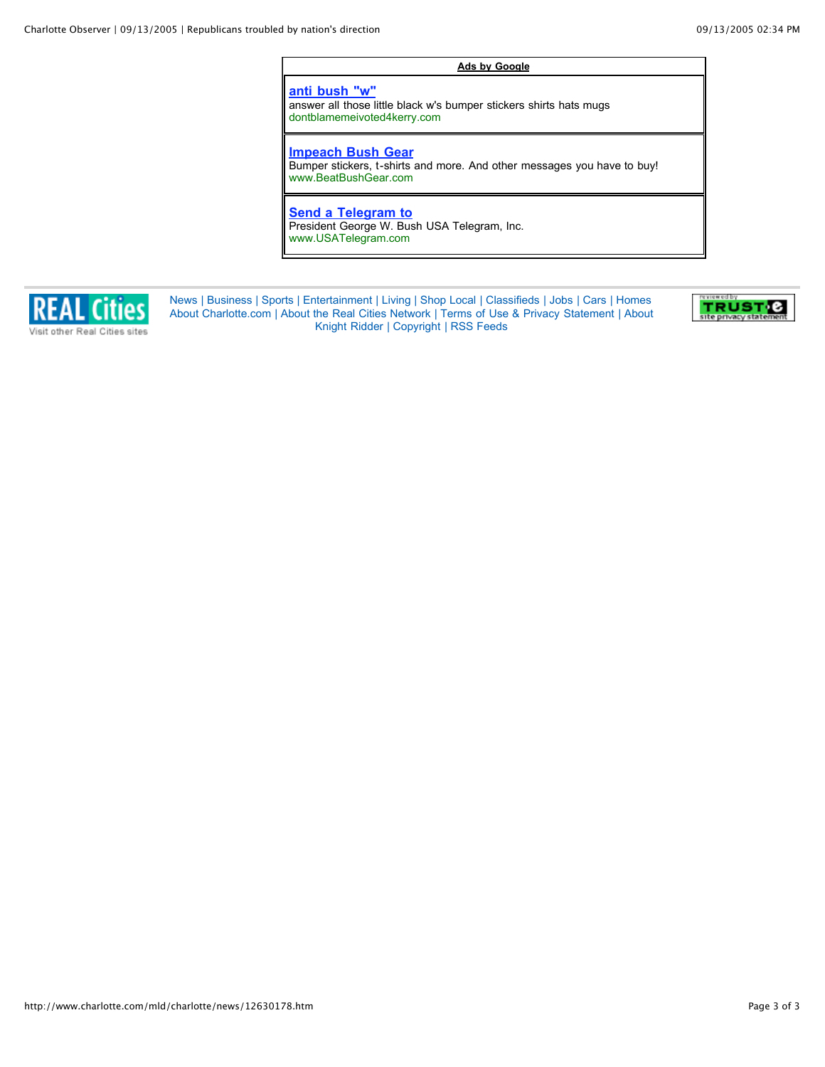**Ads by Google**

**anti bush "w"**
answer all those little black w's bumper stickers shirts hats mugs
dontblamemeivoted4kerry.com

**Impeach Bush Gear**
Bumper stickers, t-shirts and more. And other messages you have to buy!
www.BeatBushGear.com

**Send a Telegram to**
President George W. Bush USA Telegram, Inc.
www.USATelegram.com

REAL Cities
Visit other Real Cities sites

News | Business | Sports | Entertainment | Living | Shop Local | Classifieds | Jobs | Cars | Homes
About Charlotte.com | About the Real Cities Network | Terms of Use & Privacy Statement | About Knight Ridder | Copyright | RSS Feeds

reviewed by TRUSTe site privacy statement